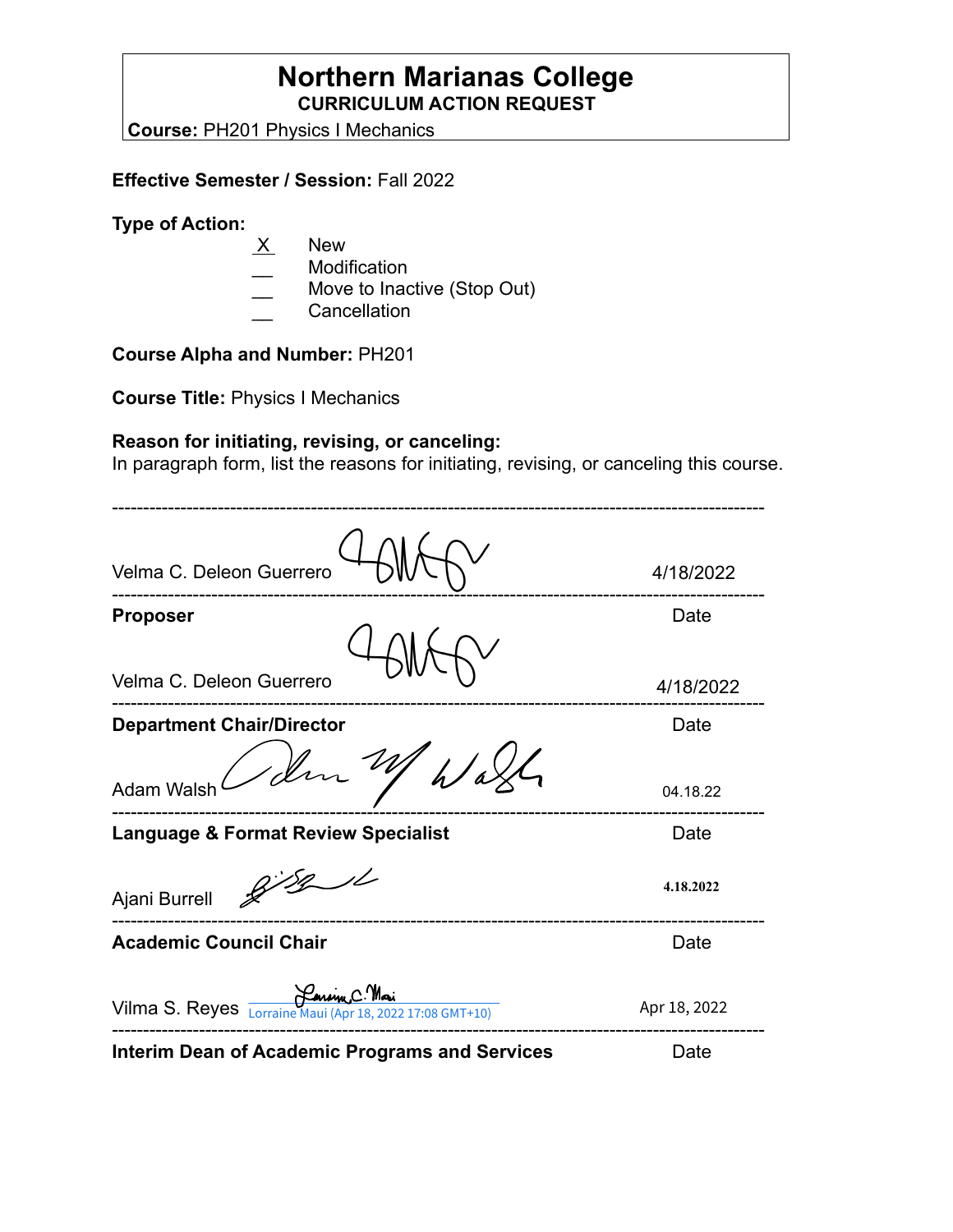# Northern Marianas College

**CURRICULUM ACTION REQUEST**

**Course:** PH201 Physics I Mechanics

**Effective Semester / Session:** Fall 2022

**Type of Action:**

- X New
- __ Modification
- __ Move to Inactive (Stop Out)
- __ Cancellation

**Course Alpha and Number:** PH201

**Course Title:** Physics I Mechanics

**Reason for initiating, revising, or canceling:**
In paragraph form, list the reasons for initiating, revising, or canceling this course.

---

Velma C. Deleon Guerrero — 4/18/2022

**Proposer** — Date

---

Velma C. Deleon Guerrero — 4/18/2022

**Department Chair/Director** — Date

---

Adam Walsh — 04.18.22

**Language & Format Review Specialist** — Date

---

Ajani Burrell — 4.18.2022

**Academic Council Chair** — Date

---

Vilma S. Reyes — Lorraine Maui (Apr 18, 2022 17:08 GMT+10) — Apr 18, 2022

**Interim Dean of Academic Programs and Services** — Date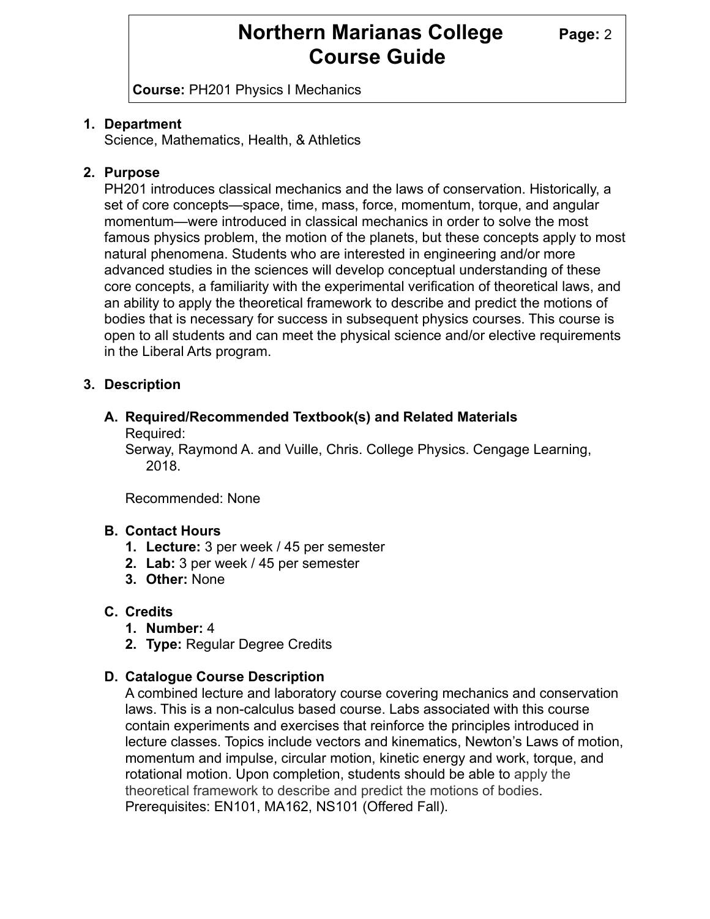**Course:** PH201 Physics I Mechanics

1. **Department**
   Science, Mathematics, Health, & Athletics

2. **Purpose**
   PH201 introduces classical mechanics and the laws of conservation. Historically, a set of core concepts—space, time, mass, force, momentum, torque, and angular momentum—were introduced in classical mechanics in order to solve the most famous physics problem, the motion of the planets, but these concepts apply to most natural phenomena. Students who are interested in engineering and/or more advanced studies in the sciences will develop conceptual understanding of these core concepts, a familiarity with the experimental verification of theoretical laws, and an ability to apply the theoretical framework to describe and predict the motions of bodies that is necessary for success in subsequent physics courses. This course is open to all students and can meet the physical science and/or elective requirements in the Liberal Arts program.

3. **Description**

   **A. Required/Recommended Textbook(s) and Related Materials**
   Required:
   Serway, Raymond A. and Vuille, Chris. College Physics. Cengage Learning, 2018.

   Recommended: None

   **B. Contact Hours**
   1. **Lecture:** 3 per week / 45 per semester
   2. **Lab:** 3 per week / 45 per semester
   3. **Other:** None

   **C. Credits**
   1. **Number:** 4
   2. **Type:** Regular Degree Credits

   **D. Catalogue Course Description**
   A combined lecture and laboratory course covering mechanics and conservation laws. This is a non-calculus based course. Labs associated with this course contain experiments and exercises that reinforce the principles introduced in lecture classes. Topics include vectors and kinematics, Newton's Laws of motion, momentum and impulse, circular motion, kinetic energy and work, torque, and rotational motion. Upon completion, students should be able to apply the theoretical framework to describe and predict the motions of bodies.
   Prerequisites: EN101, MA162, NS101 (Offered Fall).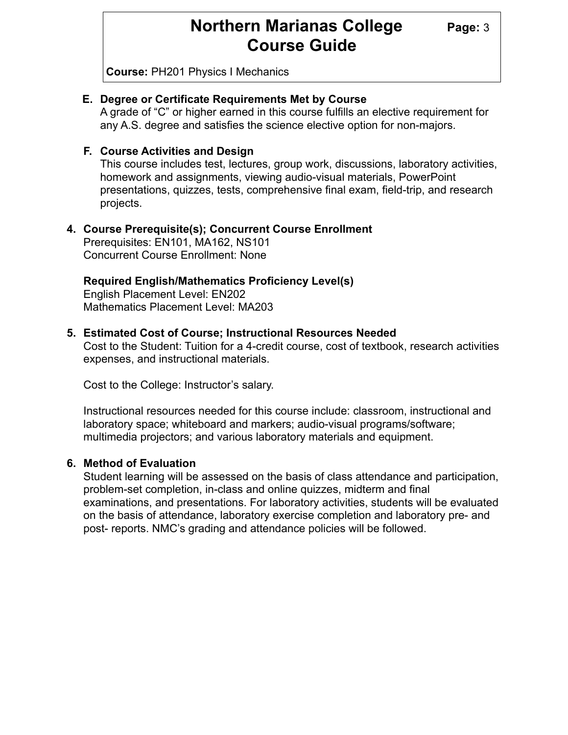**E. Degree or Certificate Requirements Met by Course**
A grade of "C" or higher earned in this course fulfills an elective requirement for any A.S. degree and satisfies the science elective option for non-majors.

**F. Course Activities and Design**
This course includes test, lectures, group work, discussions, laboratory activities, homework and assignments, viewing audio-visual materials, PowerPoint presentations, quizzes, tests, comprehensive final exam, field-trip, and research projects.

**4. Course Prerequisite(s); Concurrent Course Enrollment**
Prerequisites: EN101, MA162, NS101
Concurrent Course Enrollment: None

**Required English/Mathematics Proficiency Level(s)**
English Placement Level: EN202
Mathematics Placement Level: MA203

**5. Estimated Cost of Course; Instructional Resources Needed**
Cost to the Student: Tuition for a 4-credit course, cost of textbook, research activities expenses, and instructional materials.

Cost to the College: Instructor's salary.

Instructional resources needed for this course include: classroom, instructional and laboratory space; whiteboard and markers; audio-visual programs/software; multimedia projectors; and various laboratory materials and equipment.

**6. Method of Evaluation**
Student learning will be assessed on the basis of class attendance and participation, problem-set completion, in-class and online quizzes, midterm and final examinations, and presentations. For laboratory activities, students will be evaluated on the basis of attendance, laboratory exercise completion and laboratory pre- and post- reports. NMC's grading and attendance policies will be followed.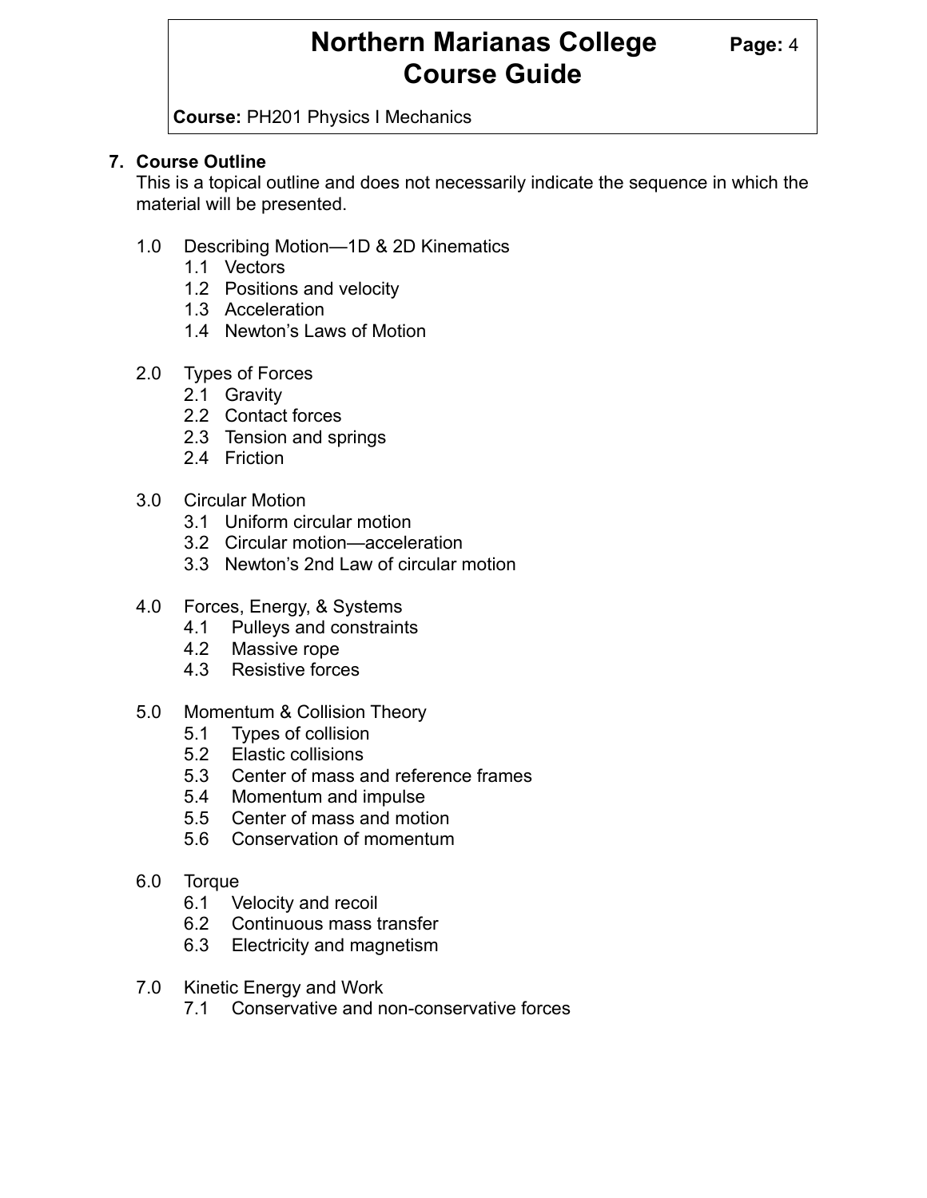## 7. Course Outline

This is a topical outline and does not necessarily indicate the sequence in which the material will be presented.

1.0 Describing Motion—1D & 2D Kinematics
- 1.1 Vectors
- 1.2 Positions and velocity
- 1.3 Acceleration
- 1.4 Newton's Laws of Motion

2.0 Types of Forces
- 2.1 Gravity
- 2.2 Contact forces
- 2.3 Tension and springs
- 2.4 Friction

3.0 Circular Motion
- 3.1 Uniform circular motion
- 3.2 Circular motion—acceleration
- 3.3 Newton's 2nd Law of circular motion

4.0 Forces, Energy, & Systems
- 4.1 Pulleys and constraints
- 4.2 Massive rope
- 4.3 Resistive forces

5.0 Momentum & Collision Theory
- 5.1 Types of collision
- 5.2 Elastic collisions
- 5.3 Center of mass and reference frames
- 5.4 Momentum and impulse
- 5.5 Center of mass and motion
- 5.6 Conservation of momentum

6.0 Torque
- 6.1 Velocity and recoil
- 6.2 Continuous mass transfer
- 6.3 Electricity and magnetism

7.0 Kinetic Energy and Work
- 7.1 Conservative and non-conservative forces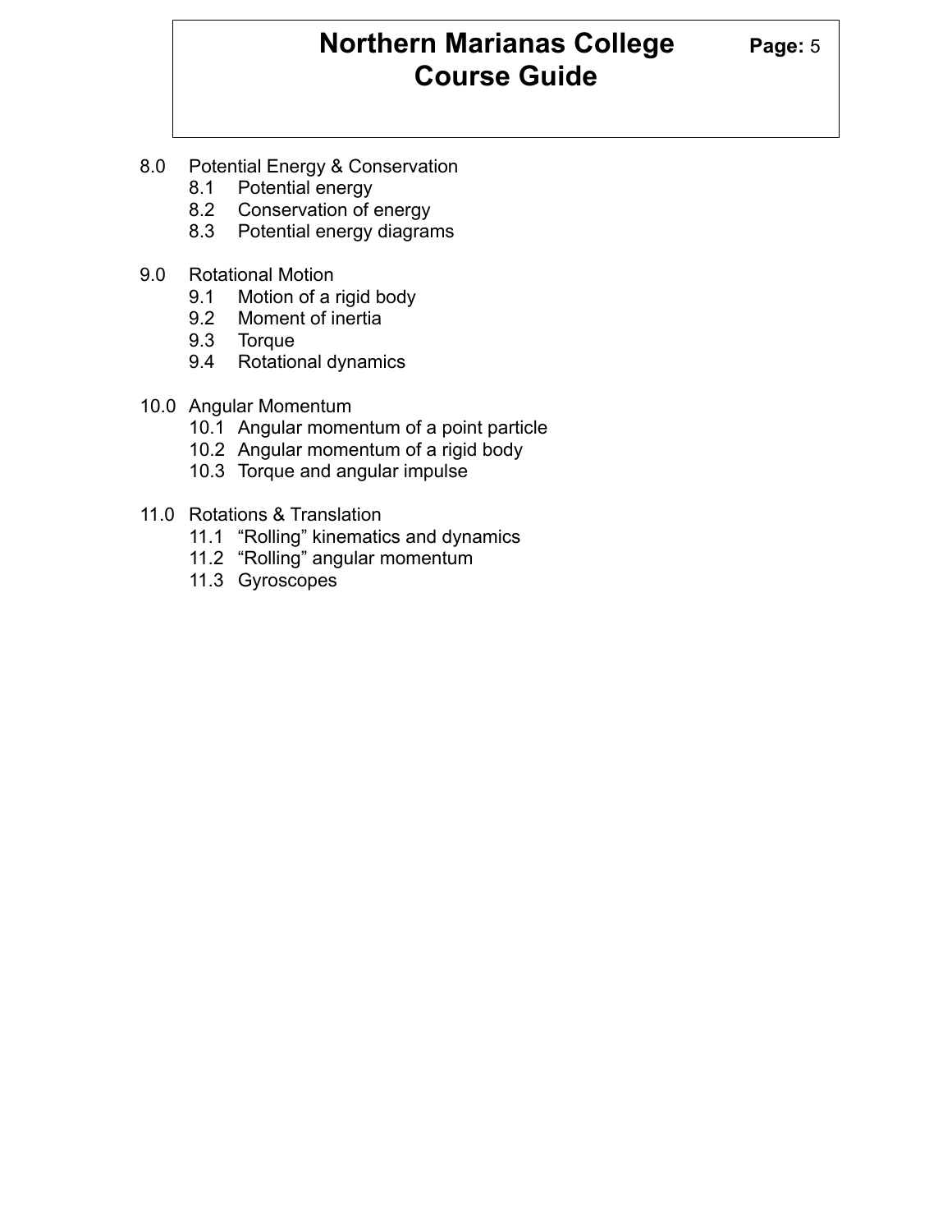8.0 Potential Energy & Conservation
- 8.1 Potential energy
- 8.2 Conservation of energy
- 8.3 Potential energy diagrams

9.0 Rotational Motion
- 9.1 Motion of a rigid body
- 9.2 Moment of inertia
- 9.3 Torque
- 9.4 Rotational dynamics

10.0 Angular Momentum
- 10.1 Angular momentum of a point particle
- 10.2 Angular momentum of a rigid body
- 10.3 Torque and angular impulse

11.0 Rotations & Translation
- 11.1 “Rolling” kinematics and dynamics
- 11.2 “Rolling” angular momentum
- 11.3 Gyroscopes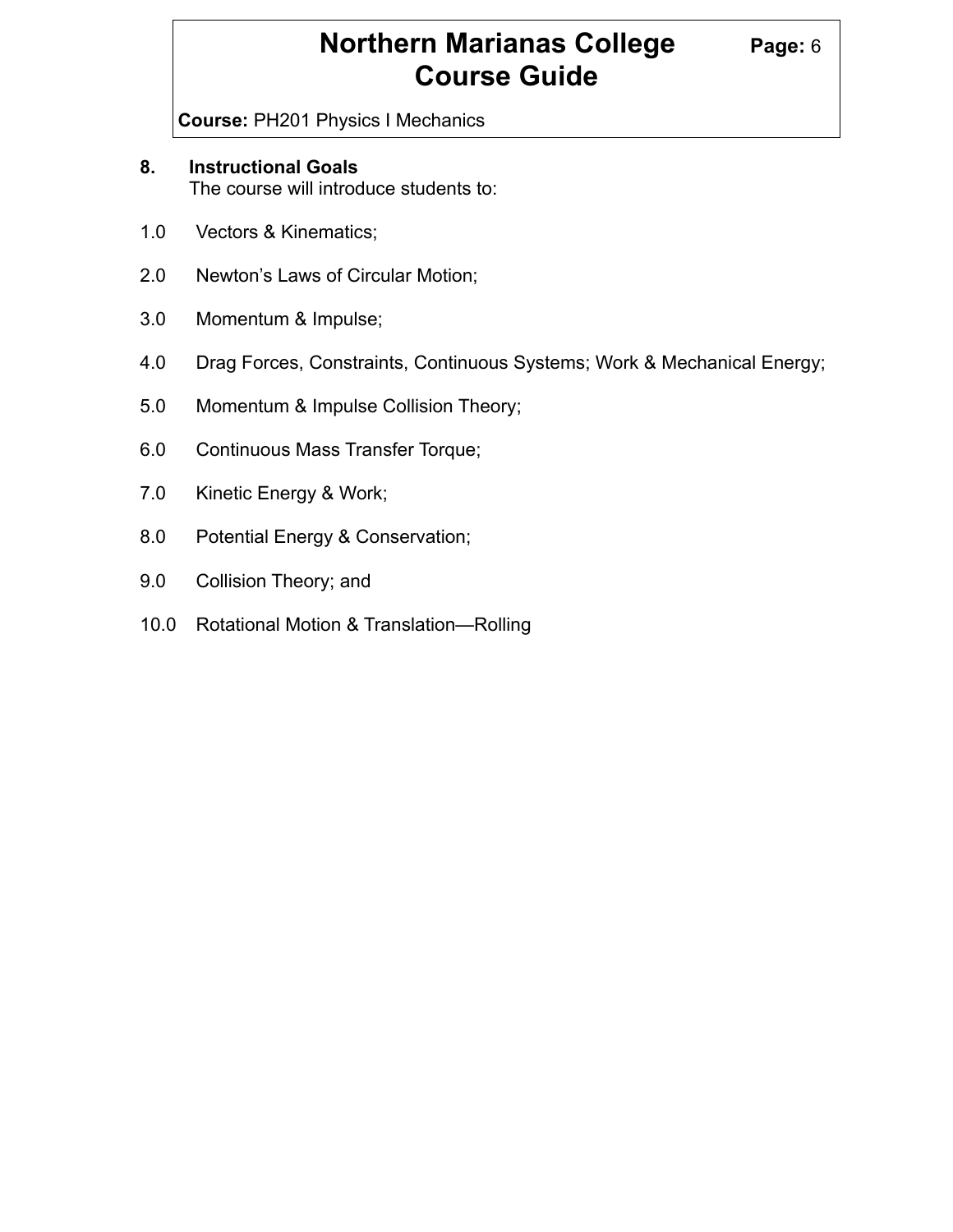## 8. Instructional Goals

The course will introduce students to:

1.0 Vectors & Kinematics;

2.0 Newton's Laws of Circular Motion;

3.0 Momentum & Impulse;

4.0 Drag Forces, Constraints, Continuous Systems; Work & Mechanical Energy;

5.0 Momentum & Impulse Collision Theory;

6.0 Continuous Mass Transfer Torque;

7.0 Kinetic Energy & Work;

8.0 Potential Energy & Conservation;

9.0 Collision Theory; and

10.0 Rotational Motion & Translation—Rolling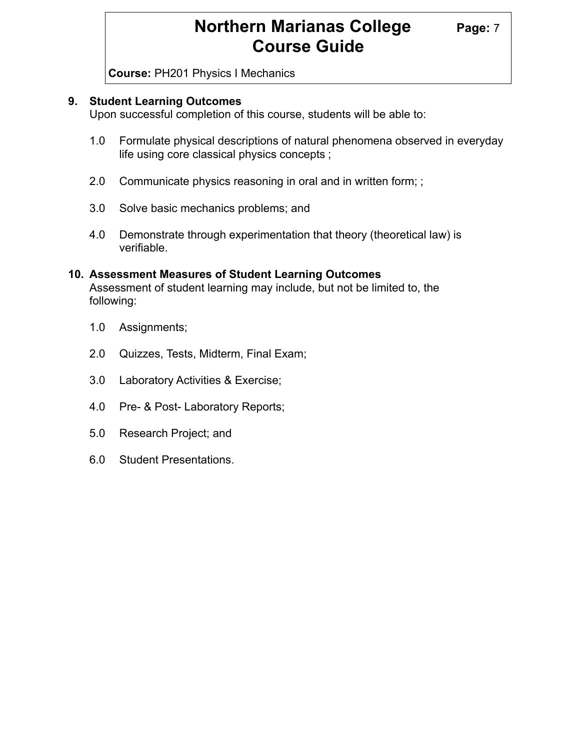## 9. Student Learning Outcomes

Upon successful completion of this course, students will be able to:

1.0 Formulate physical descriptions of natural phenomena observed in everyday life using core classical physics concepts ;

2.0 Communicate physics reasoning in oral and in written form; ;

3.0 Solve basic mechanics problems; and

4.0 Demonstrate through experimentation that theory (theoretical law) is verifiable.

## 10. Assessment Measures of Student Learning Outcomes

Assessment of student learning may include, but not be limited to, the following:

1.0 Assignments;

2.0 Quizzes, Tests, Midterm, Final Exam;

3.0 Laboratory Activities & Exercise;

4.0 Pre- & Post- Laboratory Reports;

5.0 Research Project; and

6.0 Student Presentations.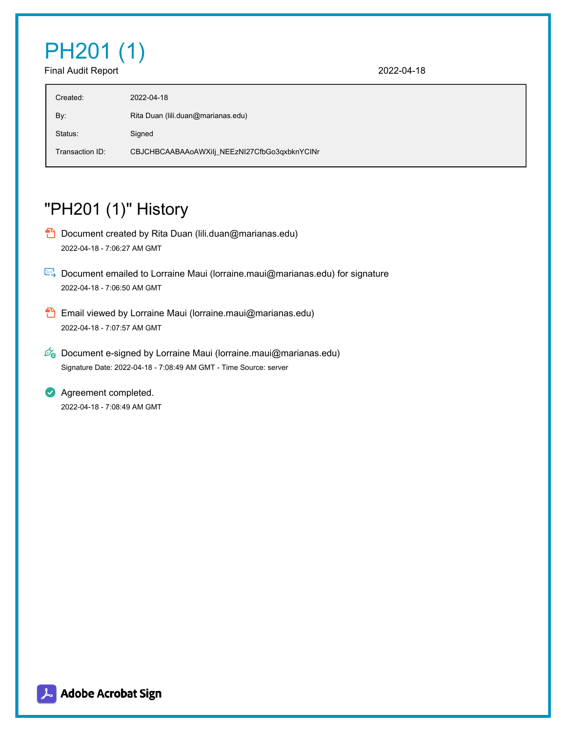# PH201 (1)

Final Audit Report 2022-04-18

| | |
|---|---|
| Created: | 2022-04-18 |
| By: | Rita Duan (lili.duan@marianas.edu) |
| Status: | Signed |
| Transaction ID: | CBJCHBCAABAAoAWXiIj_NEEzNI27CfbGo3qxbknYCINr |

## "PH201 (1)" History

- Document created by Rita Duan (lili.duan@marianas.edu)
  2022-04-18 - 7:06:27 AM GMT

- Document emailed to Lorraine Maui (lorraine.maui@marianas.edu) for signature
  2022-04-18 - 7:06:50 AM GMT

- Email viewed by Lorraine Maui (lorraine.maui@marianas.edu)
  2022-04-18 - 7:07:57 AM GMT

- Document e-signed by Lorraine Maui (lorraine.maui@marianas.edu)
  Signature Date: 2022-04-18 - 7:08:49 AM GMT - Time Source: server

- Agreement completed.
  2022-04-18 - 7:08:49 AM GMT

Adobe Acrobat Sign